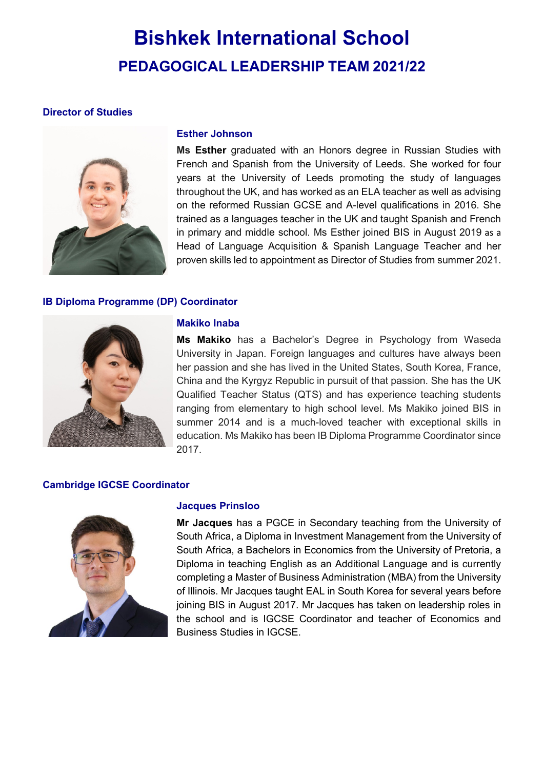# Bishkek International School

## PEDAGOGICAL LEADERSHIP TEAM 2021/22

### Director of Studies

#### Esther Johnson

**Ms Esther** graduated with an Honors degree in Russian Studies with French and Spanish from the University of Leeds. She worked for four years at the University of Leeds promoting the study of languages throughout the UK, and has worked as an ELA teacher as well as advising on the reformed Russian GCSE and A-level qualifications in 2016. She trained as a languages teacher in the UK and taught Spanish and French in primary and middle school. Ms Esther joined BIS in August 2019 as a Head of Language Acquisition & Spanish Language Teacher and her proven skills led to appointment as Director of Studies from summer 2021.

### IB Diploma Programme (DP) Coordinator

#### Makiko Inaba

**Ms Makiko** has a Bachelor's Degree in Psychology from Waseda University in Japan. Foreign languages and cultures have always been her passion and she has lived in the United States, South Korea, France, China and the Kyrgyz Republic in pursuit of that passion. She has the UK Qualified Teacher Status (QTS) and has experience teaching students ranging from elementary to high school level. Ms Makiko joined BIS in summer 2014 and is a much-loved teacher with exceptional skills in education. Ms Makiko has been IB Diploma Programme Coordinator since 2017.

### Cambridge IGCSE Coordinator

#### Jacques Prinsloo

**Mr Jacques** has a PGCE in Secondary teaching from the University of South Africa, a Diploma in Investment Management from the University of South Africa, a Bachelors in Economics from the University of Pretoria, a Diploma in teaching English as an Additional Language and is currently completing a Master of Business Administration (MBA) from the University of Illinois. Mr Jacques taught EAL in South Korea for several years before joining BIS in August 2017. Mr Jacques has taken on leadership roles in the school and is IGCSE Coordinator and teacher of Economics and Business Studies in IGCSE.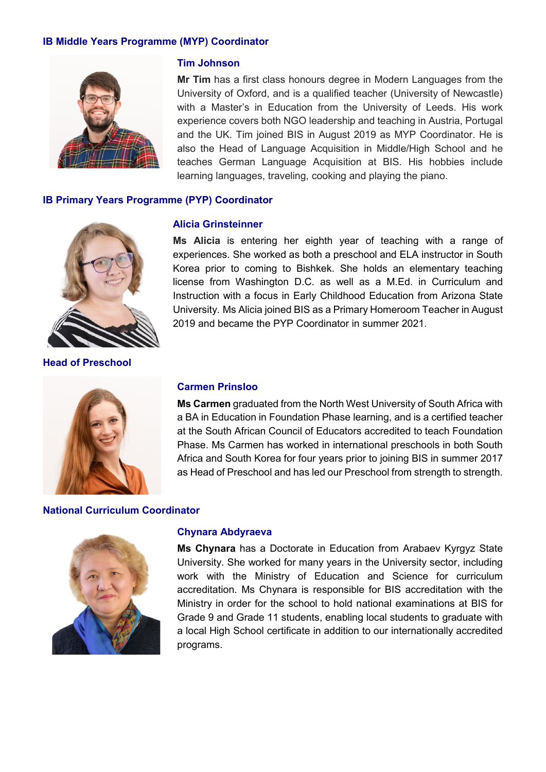## IB Middle Years Programme (MYP) Coordinator

### Tim Johnson

**Mr Tim** has a first class honours degree in Modern Languages from the University of Oxford, and is a qualified teacher (University of Newcastle) with a Master's in Education from the University of Leeds. His work experience covers both NGO leadership and teaching in Austria, Portugal and the UK. Tim joined BIS in August 2019 as MYP Coordinator. He is also the Head of Language Acquisition in Middle/High School and he teaches German Language Acquisition at BIS. His hobbies include learning languages, traveling, cooking and playing the piano.

## IB Primary Years Programme (PYP) Coordinator

### Alicia Grinsteinner

**Ms Alicia** is entering her eighth year of teaching with a range of experiences. She worked as both a preschool and ELA instructor in South Korea prior to coming to Bishkek. She holds an elementary teaching license from Washington D.C. as well as a M.Ed. in Curriculum and Instruction with a focus in Early Childhood Education from Arizona State University. Ms Alicia joined BIS as a Primary Homeroom Teacher in August 2019 and became the PYP Coordinator in summer 2021.

## Head of Preschool

### Carmen Prinsloo

**Ms Carmen** graduated from the North West University of South Africa with a BA in Education in Foundation Phase learning, and is a certified teacher at the South African Council of Educators accredited to teach Foundation Phase. Ms Carmen has worked in international preschools in both South Africa and South Korea for four years prior to joining BIS in summer 2017 as Head of Preschool and has led our Preschool from strength to strength.

## National Curriculum Coordinator

### Chynara Abdyraeva

**Ms Chynara** has a Doctorate in Education from Arabaev Kyrgyz State University. She worked for many years in the University sector, including work with the Ministry of Education and Science for curriculum accreditation. Ms Chynara is responsible for BIS accreditation with the Ministry in order for the school to hold national examinations at BIS for Grade 9 and Grade 11 students, enabling local students to graduate with a local High School certificate in addition to our internationally accredited programs.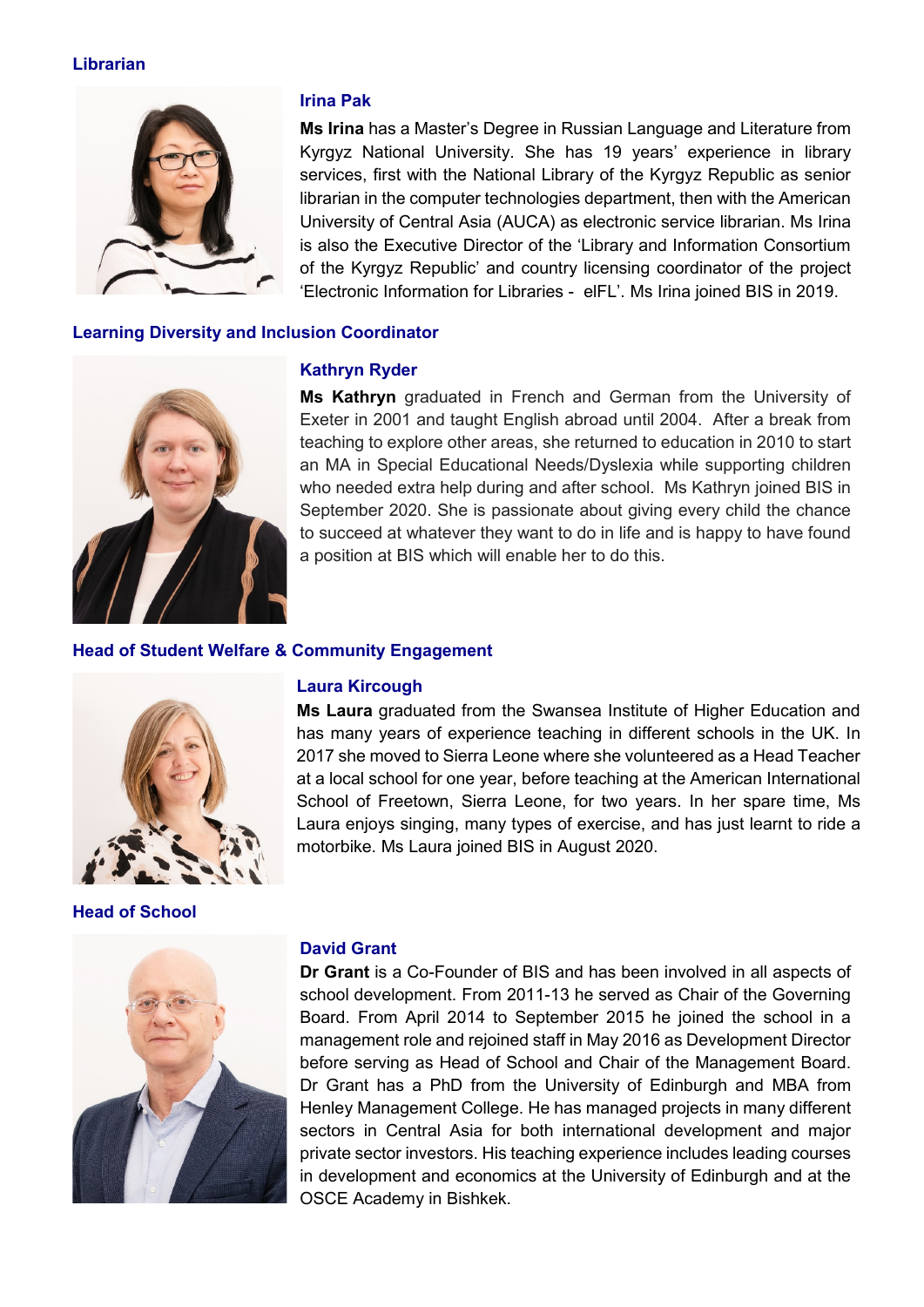## Librarian

### Irina Pak

**Ms Irina** has a Master's Degree in Russian Language and Literature from Kyrgyz National University. She has 19 years' experience in library services, first with the National Library of the Kyrgyz Republic as senior librarian in the computer technologies department, then with the American University of Central Asia (AUCA) as electronic service librarian. Ms Irina is also the Executive Director of the 'Library and Information Consortium of the Kyrgyz Republic' and country licensing coordinator of the project 'Electronic Information for Libraries - eIFL'. Ms Irina joined BIS in 2019.

## Learning Diversity and Inclusion Coordinator

### Kathryn Ryder

**Ms Kathryn** graduated in French and German from the University of Exeter in 2001 and taught English abroad until 2004. After a break from teaching to explore other areas, she returned to education in 2010 to start an MA in Special Educational Needs/Dyslexia while supporting children who needed extra help during and after school. Ms Kathryn joined BIS in September 2020. She is passionate about giving every child the chance to succeed at whatever they want to do in life and is happy to have found a position at BIS which will enable her to do this.

## Head of Student Welfare & Community Engagement

### Laura Kircough

**Ms Laura** graduated from the Swansea Institute of Higher Education and has many years of experience teaching in different schools in the UK. In 2017 she moved to Sierra Leone where she volunteered as a Head Teacher at a local school for one year, before teaching at the American International School of Freetown, Sierra Leone, for two years. In her spare time, Ms Laura enjoys singing, many types of exercise, and has just learnt to ride a motorbike. Ms Laura joined BIS in August 2020.

## Head of School

### David Grant

**Dr Grant** is a Co-Founder of BIS and has been involved in all aspects of school development. From 2011-13 he served as Chair of the Governing Board. From April 2014 to September 2015 he joined the school in a management role and rejoined staff in May 2016 as Development Director before serving as Head of School and Chair of the Management Board. Dr Grant has a PhD from the University of Edinburgh and MBA from Henley Management College. He has managed projects in many different sectors in Central Asia for both international development and major private sector investors. His teaching experience includes leading courses in development and economics at the University of Edinburgh and at the OSCE Academy in Bishkek.